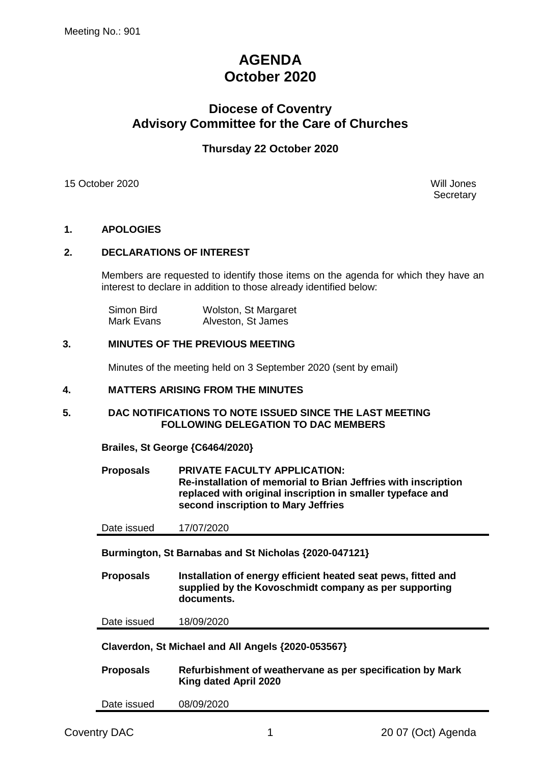Meeting No.: 901

# AGENDA
# October 2020

## Diocese of Coventry
## Advisory Committee for the Care of Churches

### Thursday 22 October 2020

15 October 2020

Will Jones
Secretary

**1. APOLOGIES**

**2. DECLARATIONS OF INTEREST**

Members are requested to identify those items on the agenda for which they have an interest to declare in addition to those already identified below:

| | |
|---|---|
| Simon Bird | Wolston, St Margaret |
| Mark Evans | Alveston, St James |

**3. MINUTES OF THE PREVIOUS MEETING**

Minutes of the meeting held on 3 September 2020 (sent by email)

**4. MATTERS ARISING FROM THE MINUTES**

**5. DAC NOTIFICATIONS TO NOTE ISSUED SINCE THE LAST MEETING FOLLOWING DELEGATION TO DAC MEMBERS**

**Brailes, St George {C6464/2020}**

**Proposals** **PRIVATE FACULTY APPLICATION: Re-installation of memorial to Brian Jeffries with inscription replaced with original inscription in smaller typeface and second inscription to Mary Jeffries**

Date issued 17/07/2020

**Burmington, St Barnabas and St Nicholas {2020-047121}**

**Proposals** **Installation of energy efficient heated seat pews, fitted and supplied by the Kovoschmidt company as per supporting documents.**

Date issued 18/09/2020

**Claverdon, St Michael and All Angels {2020-053567}**

**Proposals** **Refurbishment of weathervane as per specification by Mark King dated April 2020**

Date issued 08/09/2020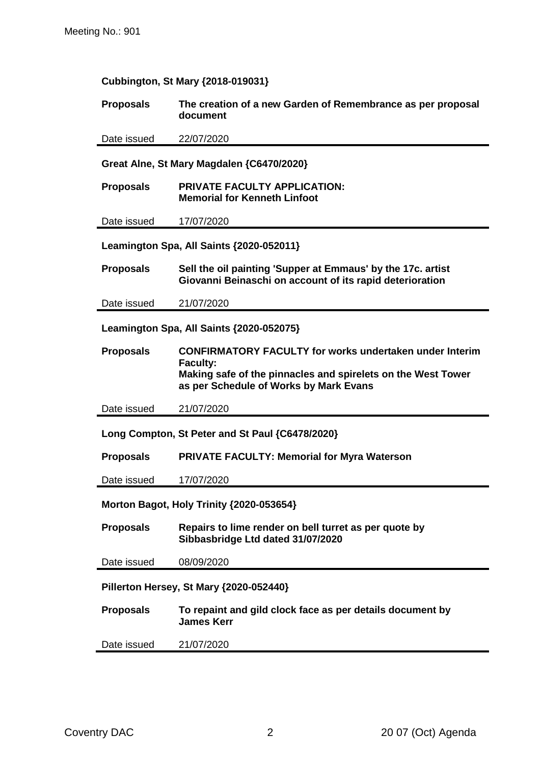**Cubbington, St Mary {2018-019031}**

| **Proposals** | **The creation of a new Garden of Remembrance as per proposal document** |
|---|---|
| Date issued | 22/07/2020 |

**Great Alne, St Mary Magdalen {C6470/2020}**

| **Proposals** | **PRIVATE FACULTY APPLICATION: Memorial for Kenneth Linfoot** |
|---|---|
| Date issued | 17/07/2020 |

**Leamington Spa, All Saints {2020-052011}**

| **Proposals** | **Sell the oil painting 'Supper at Emmaus' by the 17c. artist Giovanni Beinaschi on account of its rapid deterioration** |
|---|---|
| Date issued | 21/07/2020 |

**Leamington Spa, All Saints {2020-052075}**

| **Proposals** | **CONFIRMATORY FACULTY for works undertaken under Interim Faculty: Making safe of the pinnacles and spirelets on the West Tower as per Schedule of Works by Mark Evans** |
|---|---|
| Date issued | 21/07/2020 |

**Long Compton, St Peter and St Paul {C6478/2020}**

| **Proposals** | **PRIVATE FACULTY: Memorial for Myra Waterson** |
|---|---|
| Date issued | 17/07/2020 |

**Morton Bagot, Holy Trinity {2020-053654}**

| **Proposals** | **Repairs to lime render on bell turret as per quote by Sibbasbridge Ltd dated 31/07/2020** |
|---|---|
| Date issued | 08/09/2020 |

**Pillerton Hersey, St Mary {2020-052440}**

| **Proposals** | **To repaint and gild clock face as per details document by James Kerr** |
|---|---|
| Date issued | 21/07/2020 |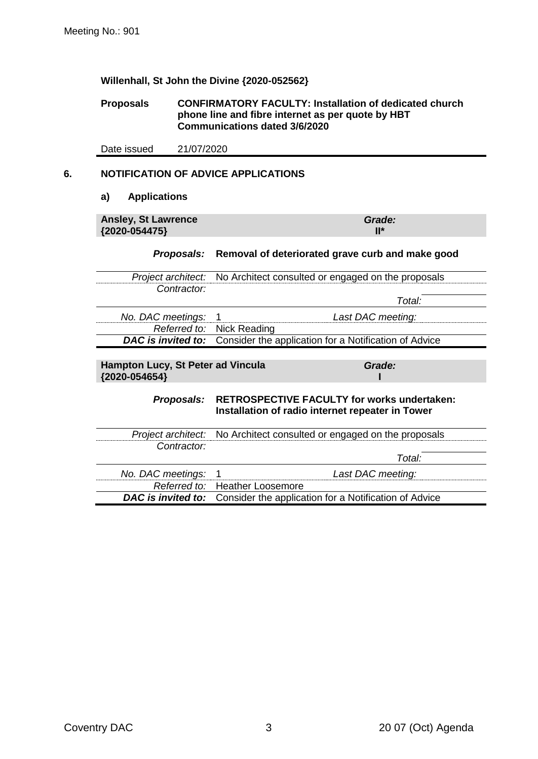**Willenhall, St John the Divine {2020-052562}**

| | |
|---|---|
| **Proposals** | **CONFIRMATORY FACULTY: Installation of dedicated church phone line and fibre internet as per quote by HBT Communications dated 3/6/2020** |
| Date issued | 21/07/2020 |

## 6. NOTIFICATION OF ADVICE APPLICATIONS

### a) Applications

| **Ansley, St Lawrence {2020-054475}** | | ***Grade:*** **II*** | |
|---|---|---|---|
| ***Proposals:*** | **Removal of deteriorated grave curb and make good** | | |
| *Project architect:* | No Architect consulted or engaged on the proposals | | |
| *Contractor:* | | | |
| | | *Total:* | |
| *No. DAC meetings:* | 1 | *Last DAC meeting:* | |
| *Referred to:* | Nick Reading | | |
| ***DAC is invited to:*** | Consider the application for a Notification of Advice | | |

| **Hampton Lucy, St Peter ad Vincula {2020-054654}** | | ***Grade:*** **I** | |
|---|---|---|---|
| ***Proposals:*** | **RETROSPECTIVE FACULTY for works undertaken: Installation of radio internet repeater in Tower** | | |
| *Project architect:* | No Architect consulted or engaged on the proposals | | |
| *Contractor:* | | | |
| | | *Total:* | |
| *No. DAC meetings:* | 1 | *Last DAC meeting:* | |
| *Referred to:* | Heather Loosemore | | |
| ***DAC is invited to:*** | Consider the application for a Notification of Advice | | |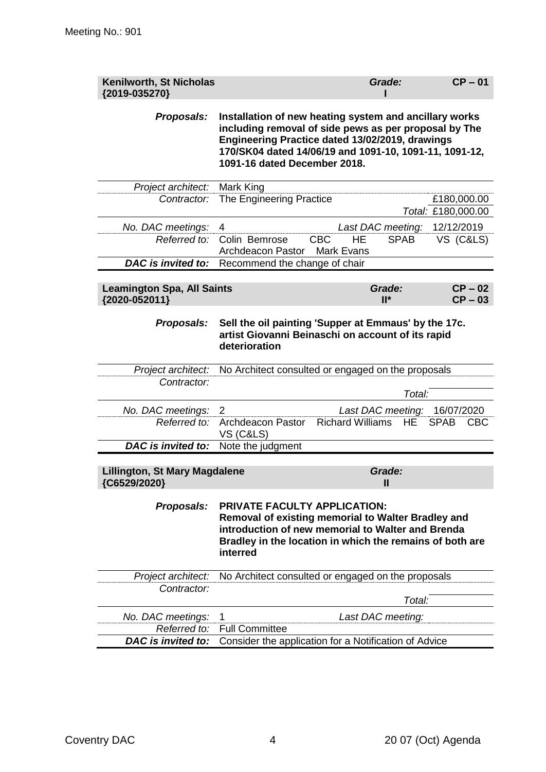Meeting No.: 901

| **Kenilworth, St Nicholas {2019-035270}** | | *Grade:* **I** | **CP – 01** |
|---|---|---|---|
| ***Proposals:*** | **Installation of new heating system and ancillary works including removal of side pews as per proposal by The Engineering Practice dated 13/02/2019, drawings 170/SK04 dated 14/06/19 and 1091-10, 1091-11, 1091-12, 1091-16 dated December 2018.** | | |
| *Project architect:* | Mark King | | |
| *Contractor:* | The Engineering Practice | | £180,000.00 |
| | | | *Total:* £180,000.00 |
| *No. DAC meetings:* | 4 | *Last DAC meeting:* | 12/12/2019 |
| *Referred to:* | Colin Bemrose CBC HE SPAB VS (C&LS) Archdeacon Pastor Mark Evans | | |
| ***DAC is invited to:*** | Recommend the change of chair | | |

| **Leamington Spa, All Saints {2020-052011}** | | *Grade:* **II*** | **CP – 02** **CP – 03** |
|---|---|---|---|
| ***Proposals:*** | **Sell the oil painting 'Supper at Emmaus' by the 17c. artist Giovanni Beinaschi on account of its rapid deterioration** | | |
| *Project architect:* | No Architect consulted or engaged on the proposals | | |
| *Contractor:* | | | |
| | | *Total:* | |
| *No. DAC meetings:* | 2 | *Last DAC meeting:* | 16/07/2020 |
| *Referred to:* | Archdeacon Pastor Richard Williams HE SPAB CBC VS (C&LS) | | |
| ***DAC is invited to:*** | Note the judgment | | |

| **Lillington, St Mary Magdalene {C6529/2020}** | | *Grade:* **II** | |
|---|---|---|---|
| ***Proposals:*** | **PRIVATE FACULTY APPLICATION: Removal of existing memorial to Walter Bradley and introduction of new memorial to Walter and Brenda Bradley in the location in which the remains of both are interred** | | |
| *Project architect:* | No Architect consulted or engaged on the proposals | | |
| *Contractor:* | | | |
| | | *Total:* | |
| *No. DAC meetings:* | 1 | *Last DAC meeting:* | |
| *Referred to:* | Full Committee | | |
| ***DAC is invited to:*** | Consider the application for a Notification of Advice | | |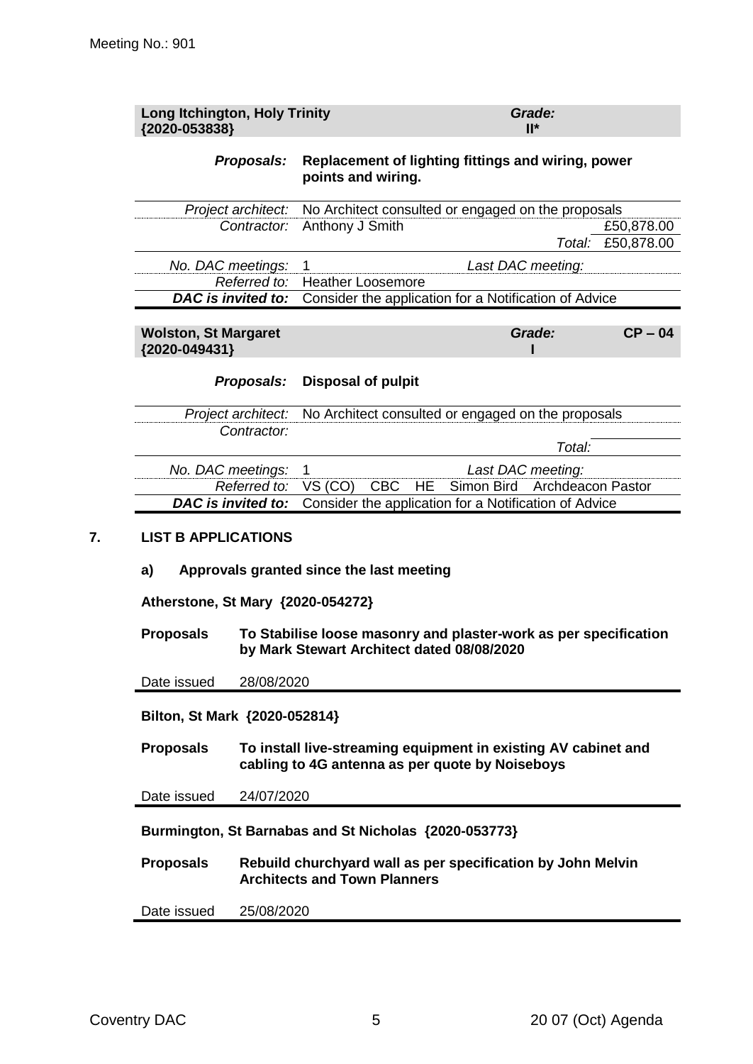| **Long Itchington, Holy Trinity {2020-053838}** | | *Grade:* **II*** | |
|---|---|---|---|
| *Proposals:* | **Replacement of lighting fittings and wiring, power points and wiring.** | | |
| *Project architect:* | No Architect consulted or engaged on the proposals | | |
| *Contractor:* | Anthony J Smith | | £50,878.00 |
| | | *Total:* | £50,878.00 |
| *No. DAC meetings:* | 1 | *Last DAC meeting:* | |
| *Referred to:* | Heather Loosemore | | |
| ***DAC is invited to:*** | Consider the application for a Notification of Advice | | |

| **Wolston, St Margaret {2020-049431}** | | *Grade:* **I** | **CP – 04** |
|---|---|---|---|
| *Proposals:* | **Disposal of pulpit** | | |
| *Project architect:* | No Architect consulted or engaged on the proposals | | |
| *Contractor:* | | | |
| | | *Total:* | |
| *No. DAC meetings:* | 1 | *Last DAC meeting:* | |
| *Referred to:* | VS (CO) CBC HE Simon Bird Archdeacon Pastor | | |
| ***DAC is invited to:*** | Consider the application for a Notification of Advice | | |

## 7. LIST B APPLICATIONS

### a) Approvals granted since the last meeting

**Atherstone, St Mary {2020-054272}**

| | |
|---|---|
| **Proposals** | **To Stabilise loose masonry and plaster-work as per specification by Mark Stewart Architect dated 08/08/2020** |
| Date issued | 28/08/2020 |

**Bilton, St Mark {2020-052814}**

| | |
|---|---|
| **Proposals** | **To install live-streaming equipment in existing AV cabinet and cabling to 4G antenna as per quote by Noiseboys** |
| Date issued | 24/07/2020 |

**Burmington, St Barnabas and St Nicholas {2020-053773}**

| | |
|---|---|
| **Proposals** | **Rebuild churchyard wall as per specification by John Melvin Architects and Town Planners** |
| Date issued | 25/08/2020 |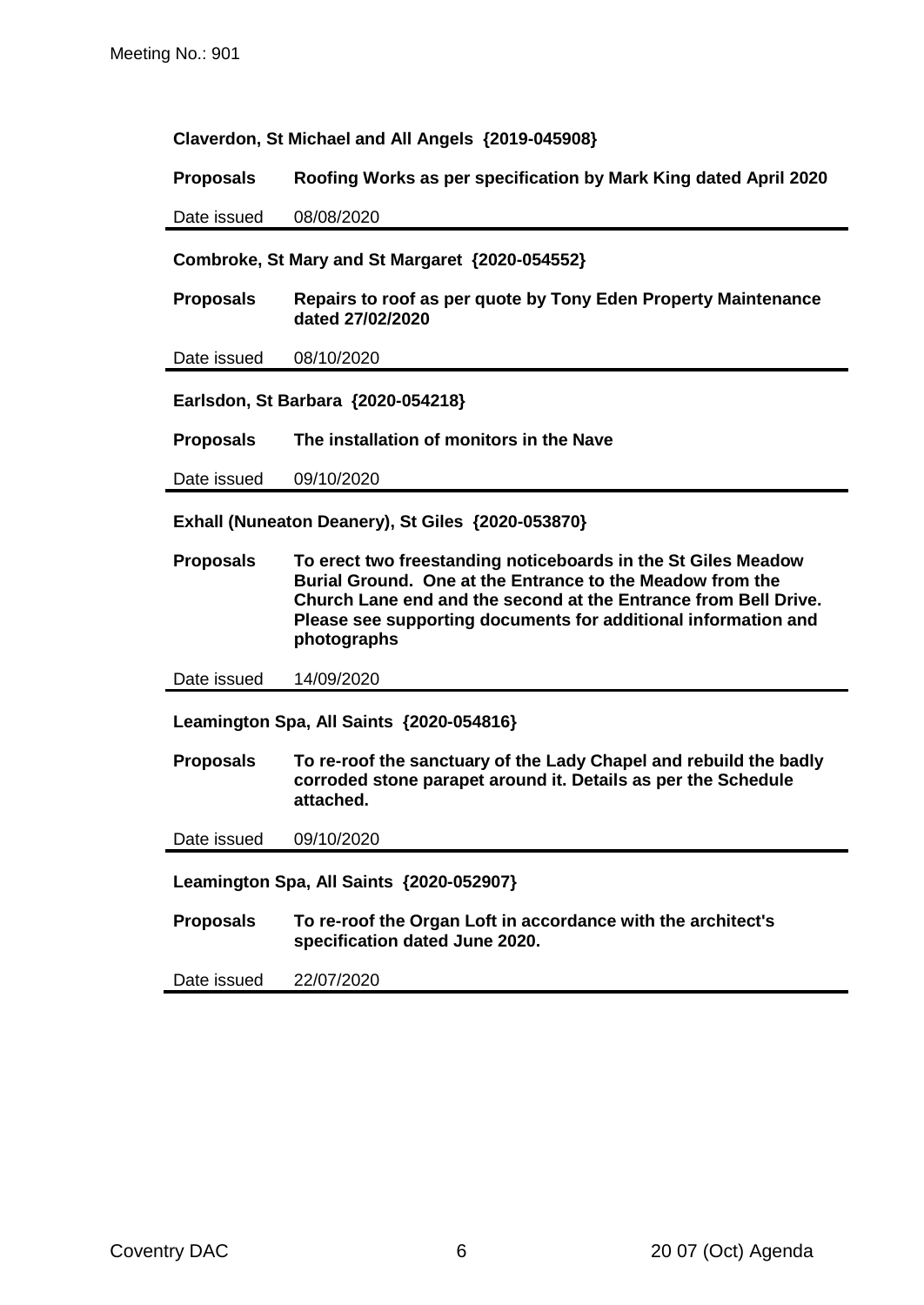**Claverdon, St Michael and All Angels {2019-045908}**

**Proposals** **Roofing Works as per specification by Mark King dated April 2020**

Date issued 08/08/2020

---

**Combroke, St Mary and St Margaret {2020-054552}**

**Proposals** **Repairs to roof as per quote by Tony Eden Property Maintenance dated 27/02/2020**

Date issued 08/10/2020

---

**Earlsdon, St Barbara {2020-054218}**

**Proposals** **The installation of monitors in the Nave**

Date issued 09/10/2020

---

**Exhall (Nuneaton Deanery), St Giles {2020-053870}**

**Proposals** **To erect two freestanding noticeboards in the St Giles Meadow Burial Ground. One at the Entrance to the Meadow from the Church Lane end and the second at the Entrance from Bell Drive. Please see supporting documents for additional information and photographs**

Date issued 14/09/2020

---

**Leamington Spa, All Saints {2020-054816}**

**Proposals** **To re-roof the sanctuary of the Lady Chapel and rebuild the badly corroded stone parapet around it. Details as per the Schedule attached.**

Date issued 09/10/2020

---

**Leamington Spa, All Saints {2020-052907}**

**Proposals** **To re-roof the Organ Loft in accordance with the architect's specification dated June 2020.**

Date issued 22/07/2020

---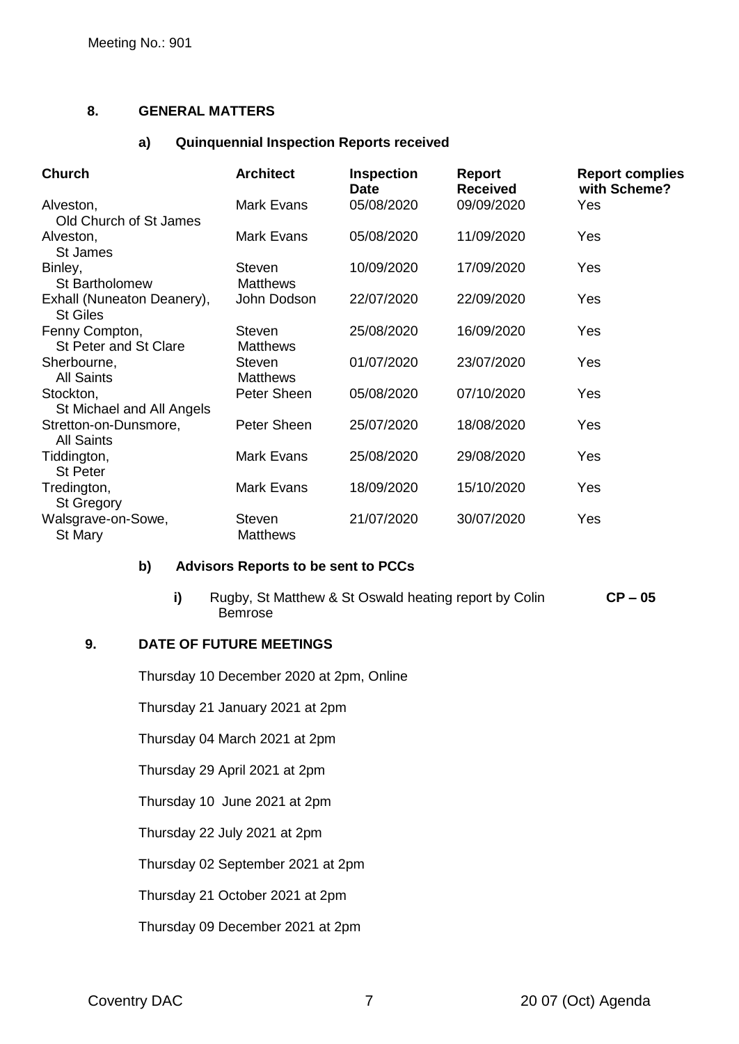Meeting No.: 901

## 8. GENERAL MATTERS

### a) Quinquennial Inspection Reports received

| Church | Architect | Inspection Date | Report Received | Report complies with Scheme? |
|---|---|---|---|---|
| Alveston, Old Church of St James | Mark Evans | 05/08/2020 | 09/09/2020 | Yes |
| Alveston, St James | Mark Evans | 05/08/2020 | 11/09/2020 | Yes |
| Binley, St Bartholomew | Steven Matthews | 10/09/2020 | 17/09/2020 | Yes |
| Exhall (Nuneaton Deanery), St Giles | John Dodson | 22/07/2020 | 22/09/2020 | Yes |
| Fenny Compton, St Peter and St Clare | Steven Matthews | 25/08/2020 | 16/09/2020 | Yes |
| Sherbourne, All Saints | Steven Matthews | 01/07/2020 | 23/07/2020 | Yes |
| Stockton, St Michael and All Angels | Peter Sheen | 05/08/2020 | 07/10/2020 | Yes |
| Stretton-on-Dunsmore, All Saints | Peter Sheen | 25/07/2020 | 18/08/2020 | Yes |
| Tiddington, St Peter | Mark Evans | 25/08/2020 | 29/08/2020 | Yes |
| Tredington, St Gregory | Mark Evans | 18/09/2020 | 15/10/2020 | Yes |
| Walsgrave-on-Sowe, St Mary | Steven Matthews | 21/07/2020 | 30/07/2020 | Yes |

### b) Advisors Reports to be sent to PCCs

**i)** Rugby, St Matthew & St Oswald heating report by Colin Bemrose **CP – 05**

## 9. DATE OF FUTURE MEETINGS

Thursday 10 December 2020 at 2pm, Online

Thursday 21 January 2021 at 2pm

Thursday 04 March 2021 at 2pm

Thursday 29 April 2021 at 2pm

Thursday 10 June 2021 at 2pm

Thursday 22 July 2021 at 2pm

Thursday 02 September 2021 at 2pm

Thursday 21 October 2021 at 2pm

Thursday 09 December 2021 at 2pm